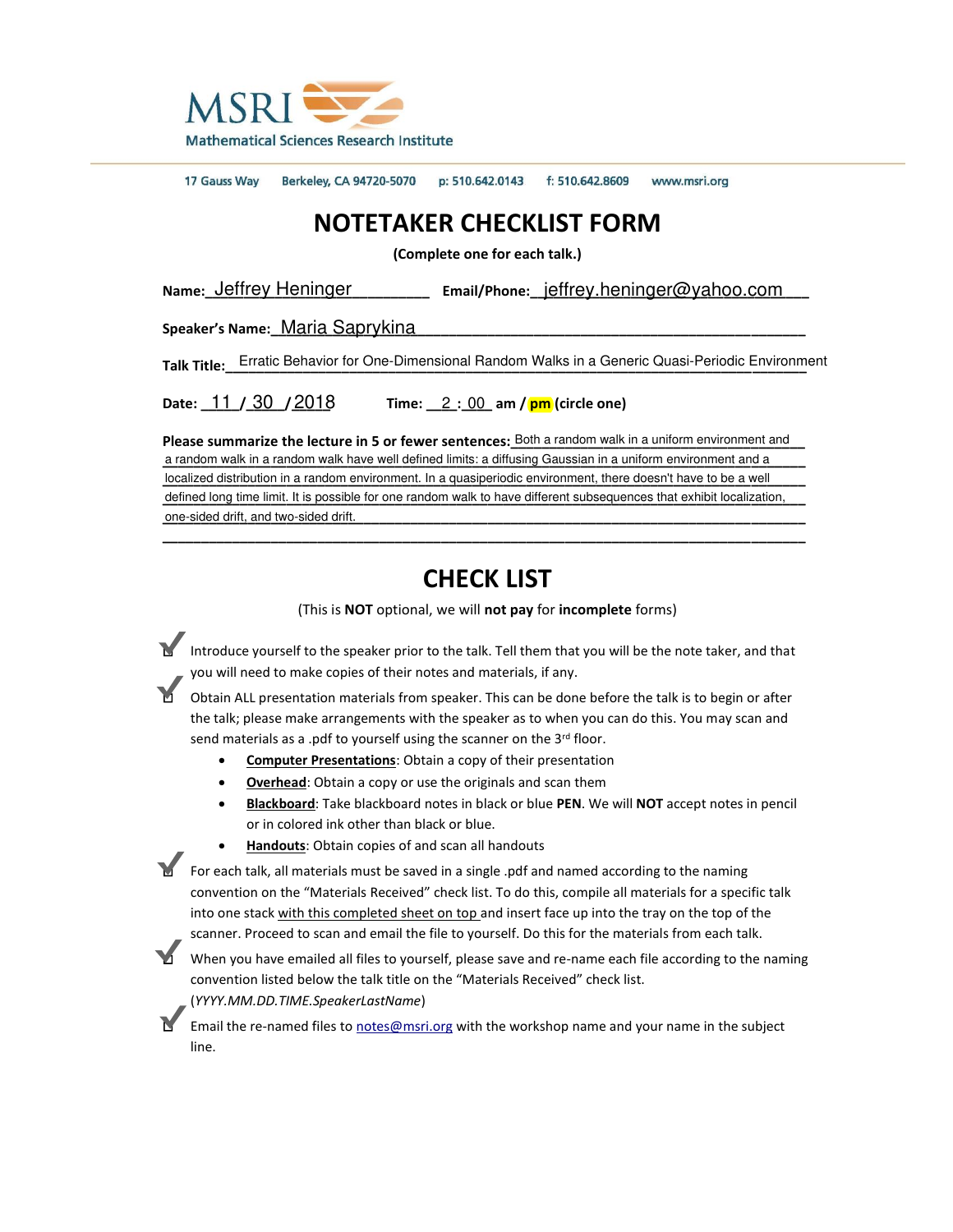MSRI Mathematical Sciences Research Institute

17 Gauss Way  Berkeley, CA 94720-5070  p: 510.642.0143  f: 510.642.8609  www.msri.org

# NOTETAKER CHECKLIST FORM

**(Complete one for each talk.)**

**Name:** Jeffrey Heninger **Email/Phone:** jeffrey.heninger@yahoo.com

**Speaker's Name:** Maria Saprykina

**Talk Title:** Erratic Behavior for One-Dimensional Random Walks in a Generic Quasi-Periodic Environment

**Date:** 11 / 30 / 2018 **Time:** 2 : 00 am / pm (circle one)

**Please summarize the lecture in 5 or fewer sentences:** Both a random walk in a uniform environment and a random walk in a random walk have well defined limits: a diffusing Gaussian in a uniform environment and a localized distribution in a random environment. In a quasiperiodic environment, there doesn't have to be a well defined long time limit. It is possible for one random walk to have different subsequences that exhibit localization, one-sided drift, and two-sided drift.

# CHECK LIST

(This is **NOT** optional, we will **not pay** for **incomplete** forms)

- ☑ Introduce yourself to the speaker prior to the talk. Tell them that you will be the note taker, and that you will need to make copies of their notes and materials, if any.
- ☑ Obtain ALL presentation materials from speaker. This can be done before the talk is to begin or after the talk; please make arrangements with the speaker as to when you can do this. You may scan and send materials as a .pdf to yourself using the scanner on the 3rd floor.
  - **Computer Presentations**: Obtain a copy of their presentation
  - **Overhead**: Obtain a copy or use the originals and scan them
  - **Blackboard**: Take blackboard notes in black or blue **PEN**. We will **NOT** accept notes in pencil or in colored ink other than black or blue.
  - **Handouts**: Obtain copies of and scan all handouts
- ☑ For each talk, all materials must be saved in a single .pdf and named according to the naming convention on the "Materials Received" check list. To do this, compile all materials for a specific talk into one stack with this completed sheet on top and insert face up into the tray on the top of the scanner. Proceed to scan and email the file to yourself. Do this for the materials from each talk.
- ☑ When you have emailed all files to yourself, please save and re-name each file according to the naming convention listed below the talk title on the "Materials Received" check list. (*YYYY.MM.DD.TIME.SpeakerLastName*)
- ☑ Email the re-named files to notes@msri.org with the workshop name and your name in the subject line.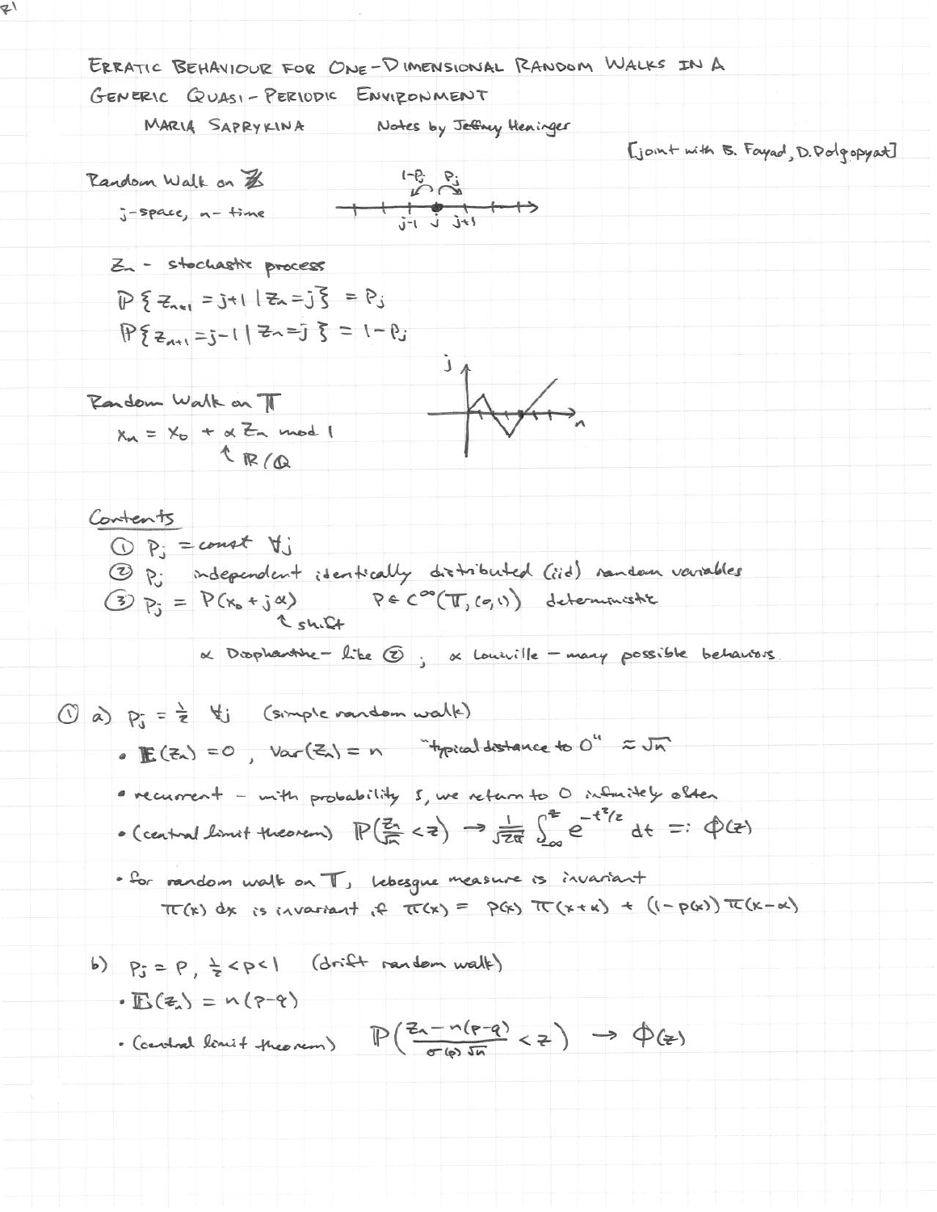# ERRATIC BEHAVIOUR FOR ONE-DIMENSIONAL RANDOM WALKS IN A GENERIC QUASI-PERIODIC ENVIRONMENT

MARIA SAPRYKINA — Notes by Jeffrey Heninger

[joint with B. Fayad, D. Dolgopyat]

**Random Walk on $\mathbb{Z}$**

$j$-space, $n$-time

$Z_n$ - stochastic process

$$\mathbb{P}\{Z_{n+1} = j+1 \mid Z_n = j\} = P_j$$

$$\mathbb{P}\{Z_{n+1} = j-1 \mid Z_n = j\} = 1 - P_j$$

**Random Walk on $\mathbb{T}$**

$x_n = x_0 + \alpha Z_n \mod 1$, $\alpha \in \mathbb{R}/\mathbb{Q}$

**Contents**

1. $P_j = \text{const} \ \forall j$
2. $P_j$ independent identically distributed (iid) random variables
3. $P_j = P(x_0 + j\alpha)$ (shift), $P \in C^\infty(\mathbb{T}, (0,1))$ deterministic

$\alpha$ Diophantine - like ② ; $\alpha$ Liouville - many possible behaviors

① a) $P_j = \frac{1}{2} \ \forall j$ (simple random walk)

- $\mathbb{E}(Z_n) = 0$, $Var(Z_n) = n$ "typical distance to 0" $\approx \sqrt{n}$
- recurrent - with probability 1, we return to 0 infinitely often
- (central limit theorem) $\mathbb{P}\left(\frac{Z_n}{\sqrt{n}} < z\right) \to \frac{1}{\sqrt{2\pi}} \int_{-\infty}^{z} e^{-t^2/2} \, dt =: \Phi(z)$
- for random walk on $\mathbb{T}$, Lebesgue measure is invariant
  $\pi(x)\,dx$ is invariant if $\pi(x) = p(x)\,\pi(x+\alpha) + (1-p(x))\,\pi(x-\alpha)$

b) $P_j = P$, $\frac{1}{2} < p < 1$ (drift random walk)

- $\mathbb{E}(Z_n) = n(p-q)$
- (central limit theorem) $\mathbb{P}\left(\frac{Z_n - n(p-q)}{\sigma(p)\sqrt{n}} < z\right) \to \Phi(z)$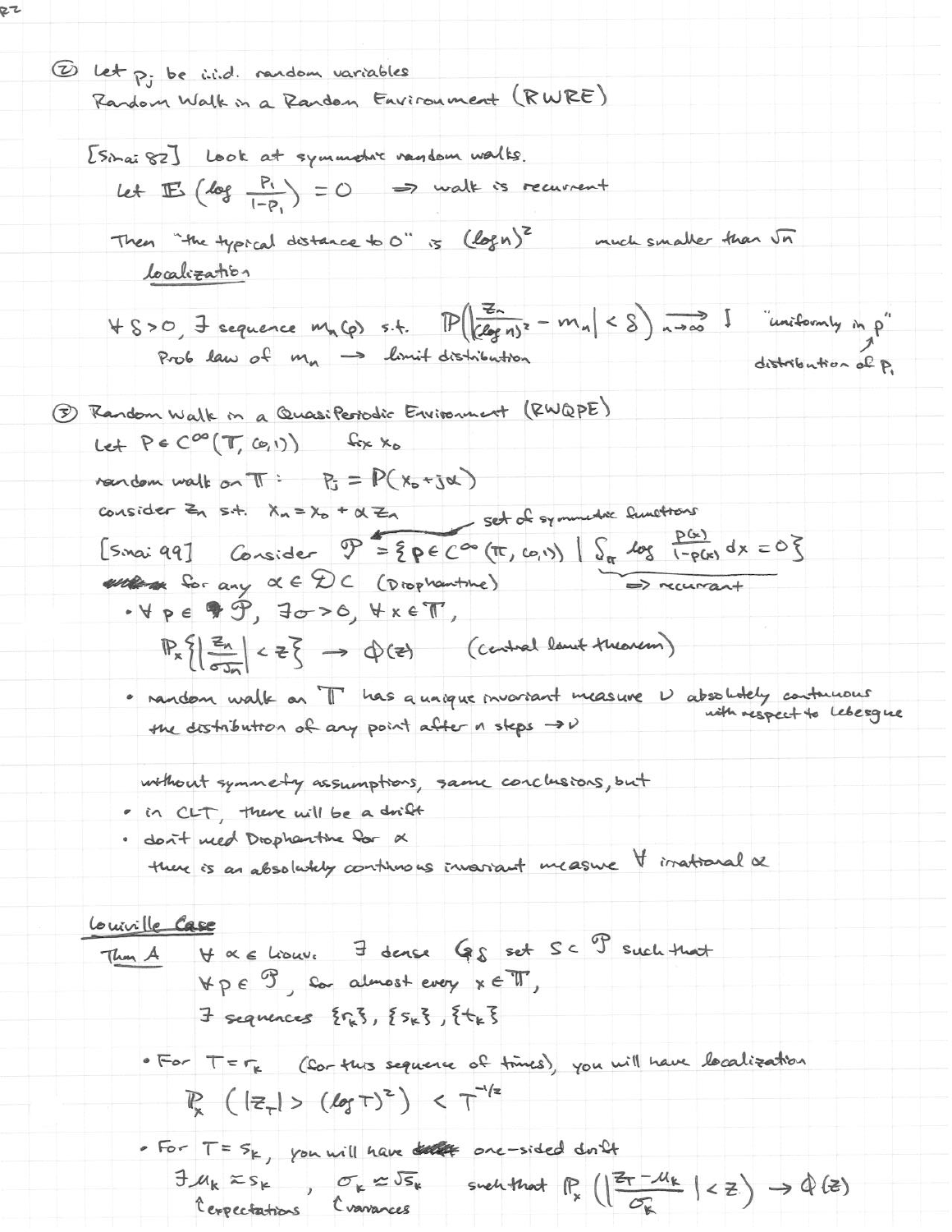② Let $p_j$ be i.i.d. random variables

Random Walk in a Random Environment (RWRE)

[Sinai 82] Look at symmetric random walks.

Let $\mathbb{E}\left(\log \frac{p_1}{1-p_1}\right) = 0 \implies$ walk is recurrent

Then "the typical distance to 0" is $(\log n)^2$ much smaller than $\sqrt{n}$

*localization*

$\forall \delta > 0$, $\exists$ sequence $m_n(p)$ s.t. $\mathbb{P}\left(\left|\frac{Z_n}{(\log n)^2} - m_n\right| < \delta\right) \xrightarrow[n\to\infty]{} 1$ "uniformly in $p$"

Prob law of $m_n$ $\rightarrow$ limit distribution

($p$: distribution of $p_1$)

③ Random Walk in a QuasiPeriodic Environment (RWQPE)

Let $P \in C^\infty(\mathbb{T}, (0,1))$ fix $x_0$

random walk on $\mathbb{T}$: $p_j = P(x_0 + j\alpha)$

consider $Z_n$ s.t. $X_n = x_0 + \alpha Z_n$

[Sinai 99] Consider $\mathcal{P} = \{ p \in C^\infty(\mathbb{T}, (0,1)) \mid \int_{\mathbb{T}} \log \frac{p(x)}{1-p(x)}\, dx = 0 \}$ ← set of symmetric functions ($\implies$ recurrent)

for any $\alpha \in \mathcal{DC}$ (Diophantine)

- $\forall p \in \mathcal{P}$, $\exists \sigma > 0$, $\forall x \in \mathbb{T}$,

  $\mathbb{P}_x\left\{\left|\frac{Z_n}{\sigma\sqrt{n}}\right| < z\right\} \rightarrow \Phi(z)$ (central limit theorem)

- random walk on $\mathbb{T}$ has a unique invariant measure $\nu$ absolutely continuous with respect to Lebesgue

  the distribution of any point after $n$ steps $\rightarrow \nu$

without symmetry assumptions, same conclusions, but

- in CLT, there will be a drift
- don't need Diophantine for $\alpha$

  there is an absolutely continuous invariant measure $\forall$ irrational $\alpha$

__Liouville Case__

Thm A $\forall \alpha \in$ Liouv. $\exists$ dense $G_\delta$ set $S \subset \mathcal{P}$ such that

$\forall p \in \mathcal{P}$, for almost every $x \in \mathbb{T}$,

$\exists$ sequences $\{r_k\}, \{s_k\}, \{t_k\}$

- For $T = r_k$ (for this sequence of times), you will have localization

  $\mathbb{P}_x\left(|Z_T| > (\log T)^2\right) < T^{-1/2}$

- For $T = s_k$, you will have one-sided drift

  $\exists \mu_k \approx s_k$ (expectations), $\sigma_k \approx \sqrt{s_k}$ (variances) such that $\mathbb{P}_x\left(\left|\frac{Z_T - \mu_k}{\sigma_k}\right| < z\right) \rightarrow \Phi(z)$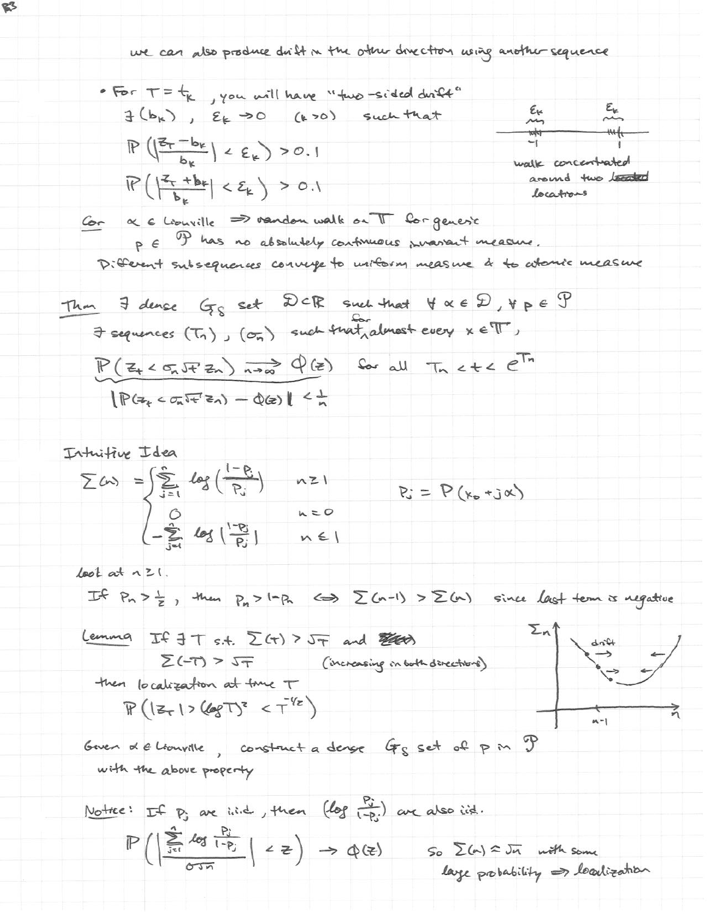we can also produce drift in the other direction using another sequence

- For $T = t_k$, you will have "two-sided drift"

  $\exists (b_k)$, $\varepsilon_k \to 0$ $(k > 0)$ such that

  $$\mathbb{P}\left(\left|\frac{Z_T - b_k}{b_k}\right| < \varepsilon_k\right) > 0.1$$

  $$\mathbb{P}\left(\left|\frac{Z_T + b_k}{b_k}\right| < \varepsilon_k\right) > 0.1$$

  walk concentrated around two located locations ($\varepsilon_k$ near $-1$ and $\varepsilon_k$ near $1$)

**Cor** $\alpha \in$ Liouville $\Rightarrow$ random walk on $\mathbb{T}$ for generic $p \in \mathcal{P}$ has no absolutely continuous invariant measure.

Different subsequences converge to uniform measure & to atomic measure

**Thm** $\exists$ dense $G_\delta$ set $\mathcal{D} \subset \mathbb{R}$ such that $\forall \alpha \in \mathcal{D}$, $\forall p \in \mathcal{P}$

$\exists$ sequences $(T_n)$, $(\sigma_n)$ such that for almost every $x \in \mathbb{T}$,

$$\mathbb{P}(Z_t < \sigma_n \sqrt{t}\, z_n) \xrightarrow[n\to\infty]{} \Phi(z) \quad \text{for all } T_n < t < e^{T_n}$$

$$|\mathbb{P}(Z_t < \sigma_n \sqrt{t}\, z_n) - \Phi(z)| < \frac{1}{n}$$

## Intuitive Idea

$$\Sigma(n) = \begin{cases} \sum_{j=1}^{n} \log\left(\frac{1-p_j}{p_j}\right) & n \geq 1 \\ 0 & n = 0 \\ -\sum_{j=1}^{n} \log\left|\frac{1-p_j}{p_j}\right| & n \in 1 \end{cases} \qquad p_j = P(x_0 + j\alpha)$$

look at $n \geq 1$.

If $p_n > \frac{1}{2}$, then $p_n > 1 - p_n \iff \Sigma(n-1) > \Sigma(n)$ since last term is negative

**Lemma** If $\exists T$ s.t. $\Sigma(T) > \sqrt{T}$ and

$\Sigma(-T) > \sqrt{T}$ (increasing in both directions)

then localization at time $T$

$$\mathbb{P}(|Z_T| > (\log T)^2 < T^{-1/2})$$

(sketch: graph of $\Sigma_n$ vs $n$, U-shaped, with "drift" arrows pointing toward the minimum; point marked $n-1$)

Given $\alpha \in$ Liouville, construct a dense $G_\delta$ set of $p$ in $\mathcal{P}$ with the above property

Notice: If $p_j$ are i.i.d, then $\left(\log \frac{p_j}{1-p_j}\right)$ are also iid.

$$\mathbb{P}\left(\left|\frac{\sum_{j=1}^{n} \log \frac{p_j}{1-p_j}}{\sigma\sqrt{n}}\right| < z\right) \to \Phi(z)$$

so $\Sigma(n) \approx \sqrt{n}$ with some large probability $\Rightarrow$ localization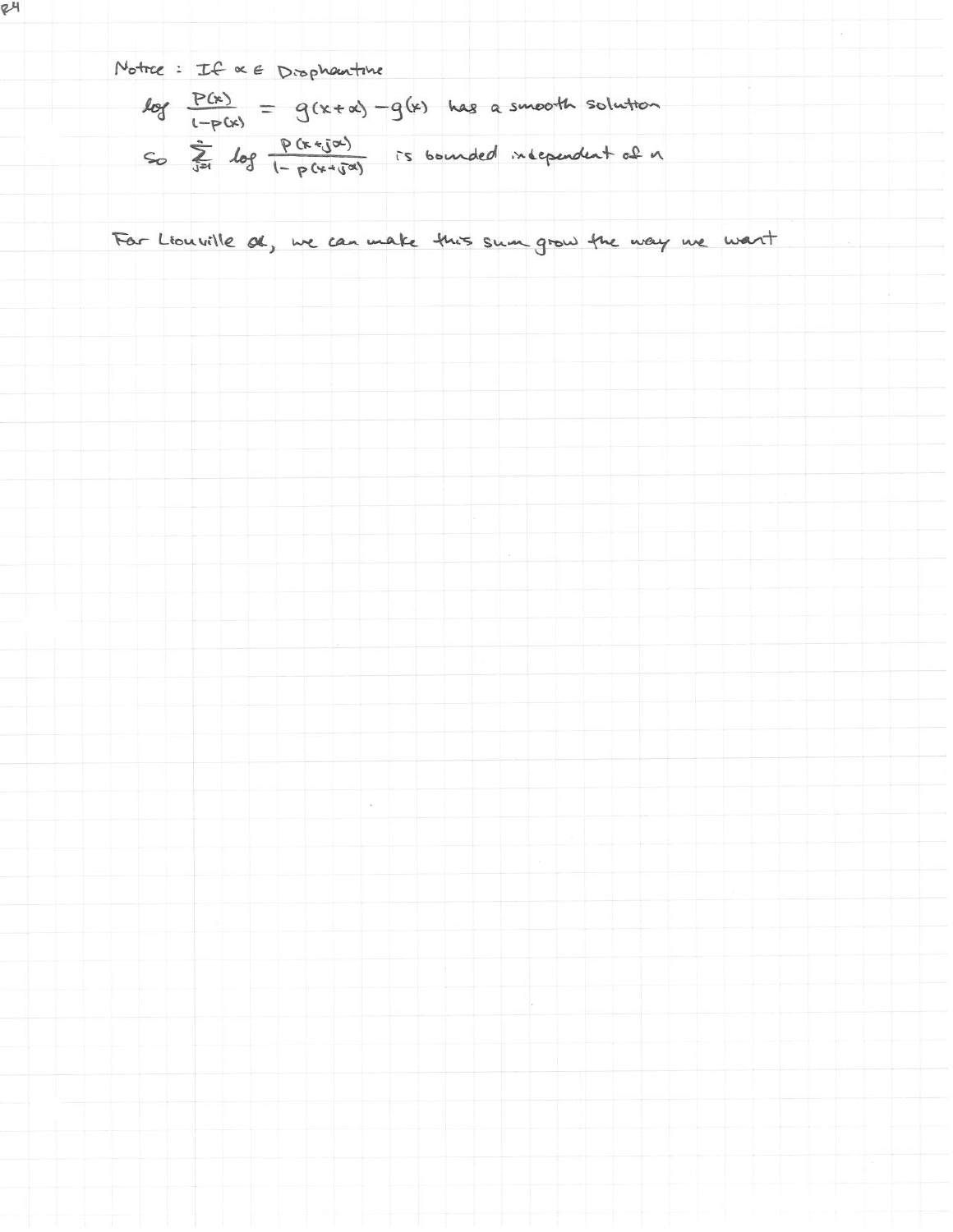Notice : If $\alpha \in$ Diophantine

$$\log \frac{P(x)}{1-P(x)} = g(x+\alpha) - g(x) \quad \text{has a smooth solution}$$

So $\displaystyle\sum_{j=1}^{n} \log \frac{P(x+j\alpha)}{1-P(x+j\alpha)}$ is bounded independent of $n$

For Liouville $\alpha$, we can make this sum grow the way we want